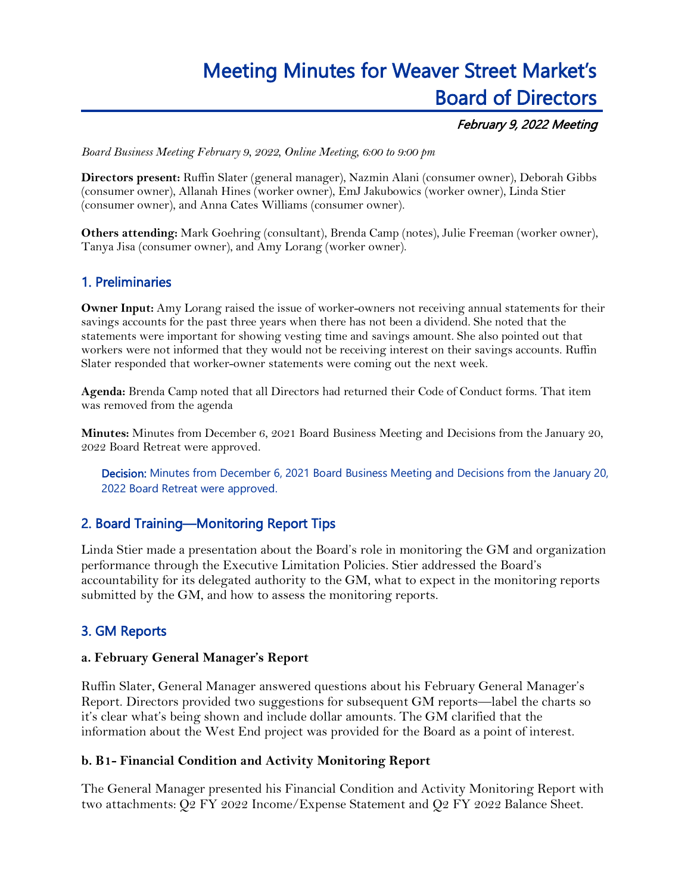# Meeting Minutes for Weaver Street Market's Board of Directors

***February 9, 2022 Meeting***

*Board Business Meeting February 9, 2022, Online Meeting, 6:00 to 9:00 pm*

**Directors present:** Ruffin Slater (general manager), Nazmin Alani (consumer owner), Deborah Gibbs (consumer owner), Allanah Hines (worker owner), EmJ Jakubowics (worker owner), Linda Stier (consumer owner), and Anna Cates Williams (consumer owner).

**Others attending:** Mark Goehring (consultant), Brenda Camp (notes), Julie Freeman (worker owner), Tanya Jisa (consumer owner), and Amy Lorang (worker owner).

## 1. Preliminaries

**Owner Input:** Amy Lorang raised the issue of worker-owners not receiving annual statements for their savings accounts for the past three years when there has not been a dividend. She noted that the statements were important for showing vesting time and savings amount. She also pointed out that workers were not informed that they would not be receiving interest on their savings accounts. Ruffin Slater responded that worker-owner statements were coming out the next week.

**Agenda:** Brenda Camp noted that all Directors had returned their Code of Conduct forms. That item was removed from the agenda

**Minutes:** Minutes from December 6, 2021 Board Business Meeting and Decisions from the January 20, 2022 Board Retreat were approved.

> **Decision:** Minutes from December 6, 2021 Board Business Meeting and Decisions from the January 20, 2022 Board Retreat were approved.

## 2. Board Training—Monitoring Report Tips

Linda Stier made a presentation about the Board's role in monitoring the GM and organization performance through the Executive Limitation Policies. Stier addressed the Board's accountability for its delegated authority to the GM, what to expect in the monitoring reports submitted by the GM, and how to assess the monitoring reports.

## 3. GM Reports

### a. February General Manager's Report

Ruffin Slater, General Manager answered questions about his February General Manager's Report. Directors provided two suggestions for subsequent GM reports—label the charts so it's clear what's being shown and include dollar amounts. The GM clarified that the information about the West End project was provided for the Board as a point of interest.

### b. B1- Financial Condition and Activity Monitoring Report

The General Manager presented his Financial Condition and Activity Monitoring Report with two attachments: Q2 FY 2022 Income/Expense Statement and Q2 FY 2022 Balance Sheet.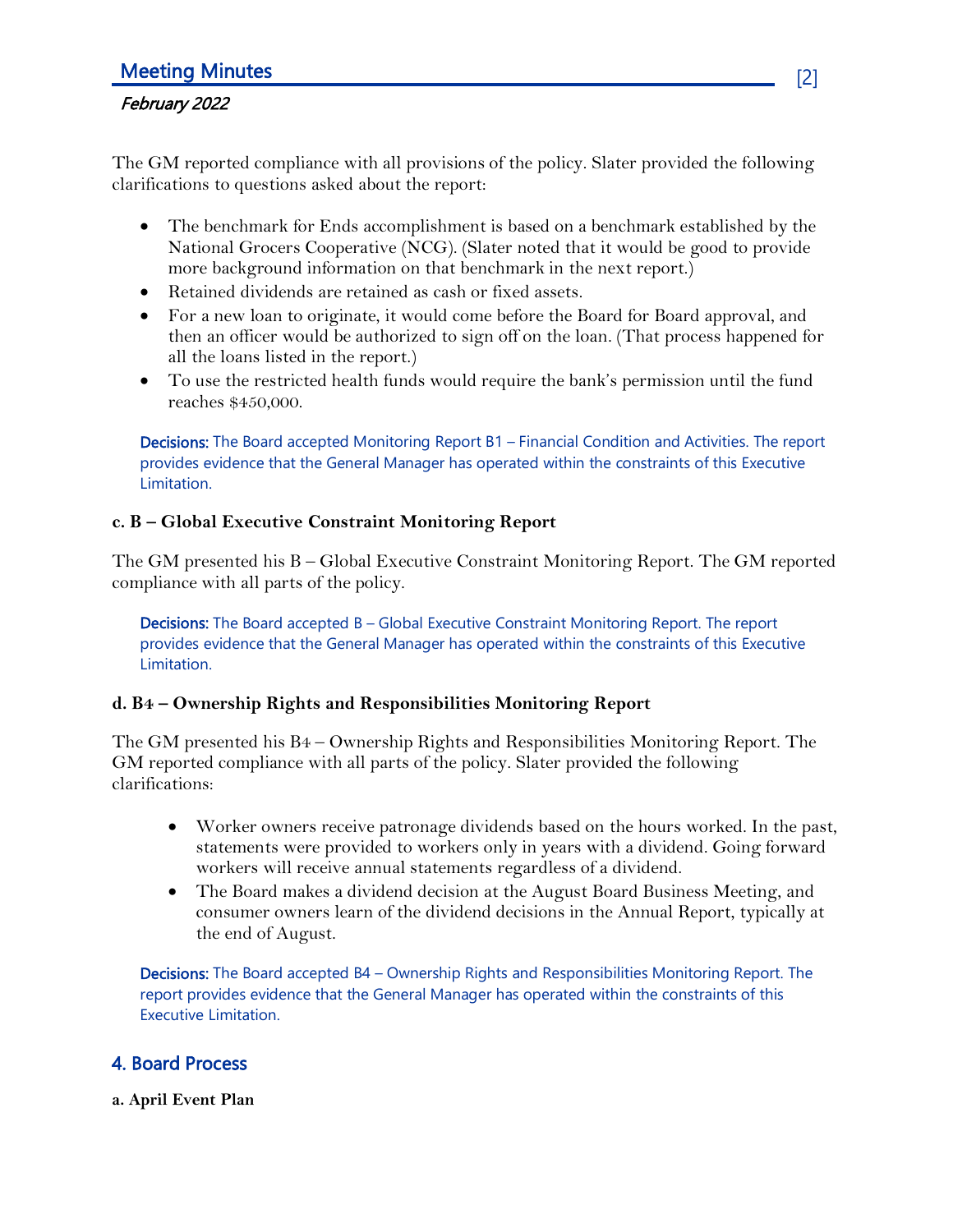The GM reported compliance with all provisions of the policy. Slater provided the following clarifications to questions asked about the report:

- The benchmark for Ends accomplishment is based on a benchmark established by the National Grocers Cooperative (NCG). (Slater noted that it would be good to provide more background information on that benchmark in the next report.)
- Retained dividends are retained as cash or fixed assets.
- For a new loan to originate, it would come before the Board for Board approval, and then an officer would be authorized to sign off on the loan. (That process happened for all the loans listed in the report.)
- To use the restricted health funds would require the bank's permission until the fund reaches $450,000.

**Decisions:** The Board accepted Monitoring Report B1 – Financial Condition and Activities. The report provides evidence that the General Manager has operated within the constraints of this Executive Limitation.

**c. B – Global Executive Constraint Monitoring Report**

The GM presented his B – Global Executive Constraint Monitoring Report. The GM reported compliance with all parts of the policy.

**Decisions:** The Board accepted B – Global Executive Constraint Monitoring Report. The report provides evidence that the General Manager has operated within the constraints of this Executive Limitation.

**d. B4 – Ownership Rights and Responsibilities Monitoring Report**

The GM presented his B4 – Ownership Rights and Responsibilities Monitoring Report. The GM reported compliance with all parts of the policy. Slater provided the following clarifications:

- Worker owners receive patronage dividends based on the hours worked. In the past, statements were provided to workers only in years with a dividend. Going forward workers will receive annual statements regardless of a dividend.
- The Board makes a dividend decision at the August Board Business Meeting, and consumer owners learn of the dividend decisions in the Annual Report, typically at the end of August.

**Decisions:** The Board accepted B4 – Ownership Rights and Responsibilities Monitoring Report. The report provides evidence that the General Manager has operated within the constraints of this Executive Limitation.

## 4. Board Process

**a. April Event Plan**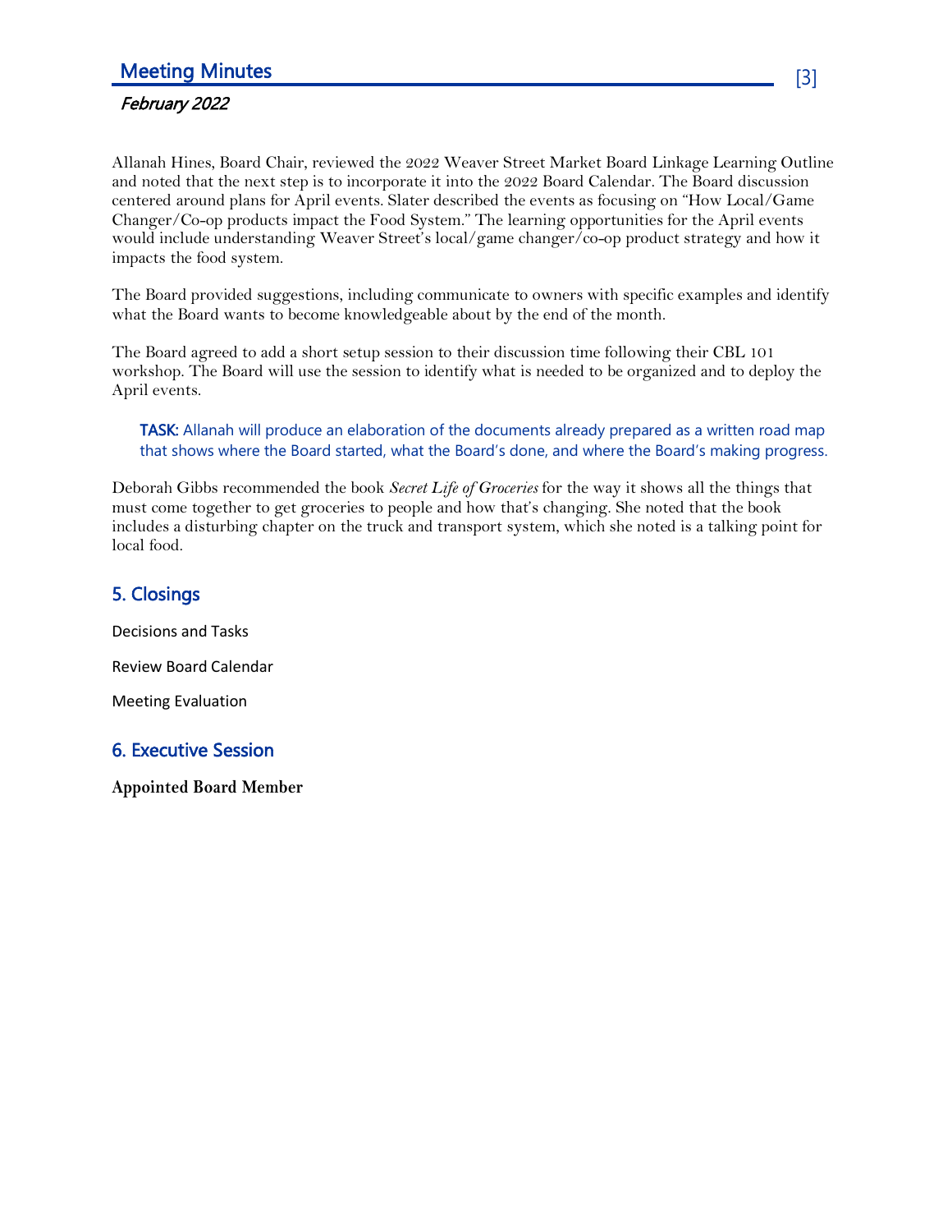Allanah Hines, Board Chair, reviewed the 2022 Weaver Street Market Board Linkage Learning Outline and noted that the next step is to incorporate it into the 2022 Board Calendar. The Board discussion centered around plans for April events. Slater described the events as focusing on "How Local/Game Changer/Co-op products impact the Food System." The learning opportunities for the April events would include understanding Weaver Street's local/game changer/co-op product strategy and how it impacts the food system.

The Board provided suggestions, including communicate to owners with specific examples and identify what the Board wants to become knowledgeable about by the end of the month.

The Board agreed to add a short setup session to their discussion time following their CBL 101 workshop. The Board will use the session to identify what is needed to be organized and to deploy the April events.

> **TASK:** Allanah will produce an elaboration of the documents already prepared as a written road map that shows where the Board started, what the Board's done, and where the Board's making progress.

Deborah Gibbs recommended the book *Secret Life of Groceries* for the way it shows all the things that must come together to get groceries to people and how that's changing. She noted that the book includes a disturbing chapter on the truck and transport system, which she noted is a talking point for local food.

## 5. Closings

Decisions and Tasks

Review Board Calendar

Meeting Evaluation

## 6. Executive Session

**Appointed Board Member**